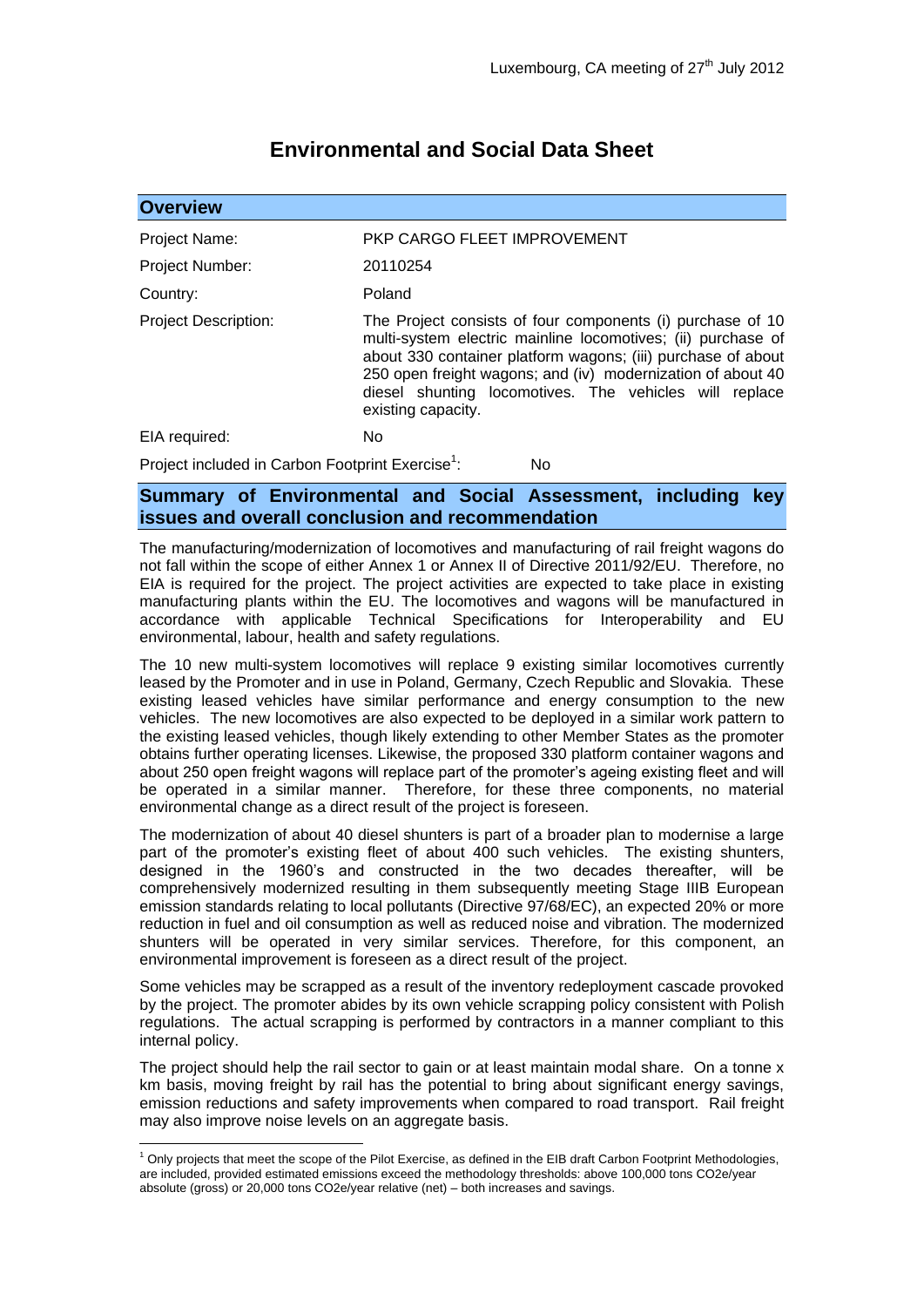Luxembourg, CA meeting of 27th July 2012

# Environmental and Social Data Sheet

## Overview

| | |
|---|---|
| Project Name: | PKP CARGO FLEET IMPROVEMENT |
| Project Number: | 20110254 |
| Country: | Poland |
| Project Description: | The Project consists of four components (i) purchase of 10 multi-system electric mainline locomotives; (ii) purchase of about 330 container platform wagons; (iii) purchase of about 250 open freight wagons; and (iv) modernization of about 40 diesel shunting locomotives. The vehicles will replace existing capacity. |
| EIA required: | No |
| Project included in Carbon Footprint Exercise[1]: | No |

## Summary of Environmental and Social Assessment, including key issues and overall conclusion and recommendation

The manufacturing/modernization of locomotives and manufacturing of rail freight wagons do not fall within the scope of either Annex 1 or Annex II of Directive 2011/92/EU. Therefore, no EIA is required for the project. The project activities are expected to take place in existing manufacturing plants within the EU. The locomotives and wagons will be manufactured in accordance with applicable Technical Specifications for Interoperability and EU environmental, labour, health and safety regulations.

The 10 new multi-system locomotives will replace 9 existing similar locomotives currently leased by the Promoter and in use in Poland, Germany, Czech Republic and Slovakia. These existing leased vehicles have similar performance and energy consumption to the new vehicles. The new locomotives are also expected to be deployed in a similar work pattern to the existing leased vehicles, though likely extending to other Member States as the promoter obtains further operating licenses. Likewise, the proposed 330 platform container wagons and about 250 open freight wagons will replace part of the promoter's ageing existing fleet and will be operated in a similar manner. Therefore, for these three components, no material environmental change as a direct result of the project is foreseen.

The modernization of about 40 diesel shunters is part of a broader plan to modernise a large part of the promoter's existing fleet of about 400 such vehicles. The existing shunters, designed in the 1960's and constructed in the two decades thereafter, will be comprehensively modernized resulting in them subsequently meeting Stage IIIB European emission standards relating to local pollutants (Directive 97/68/EC), an expected 20% or more reduction in fuel and oil consumption as well as reduced noise and vibration. The modernized shunters will be operated in very similar services. Therefore, for this component, an environmental improvement is foreseen as a direct result of the project.

Some vehicles may be scrapped as a result of the inventory redeployment cascade provoked by the project. The promoter abides by its own vehicle scrapping policy consistent with Polish regulations. The actual scrapping is performed by contractors in a manner compliant to this internal policy.

The project should help the rail sector to gain or at least maintain modal share. On a tonne x km basis, moving freight by rail has the potential to bring about significant energy savings, emission reductions and safety improvements when compared to road transport. Rail freight may also improve noise levels on an aggregate basis.

[1] Only projects that meet the scope of the Pilot Exercise, as defined in the EIB draft Carbon Footprint Methodologies, are included, provided estimated emissions exceed the methodology thresholds: above 100,000 tons $CO_2e$/year absolute (gross) or 20,000 tons $CO_2e$/year relative (net) – both increases and savings.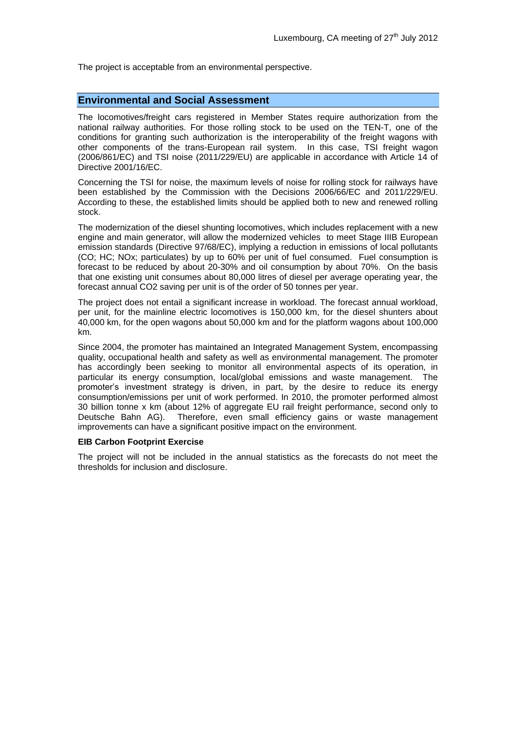The project is acceptable from an environmental perspective.

## Environmental and Social Assessment

The locomotives/freight cars registered in Member States require authorization from the national railway authorities. For those rolling stock to be used on the TEN-T, one of the conditions for granting such authorization is the interoperability of the freight wagons with other components of the trans-European rail system. In this case, TSI freight wagon (2006/861/EC) and TSI noise (2011/229/EU) are applicable in accordance with Article 14 of Directive 2001/16/EC.

Concerning the TSI for noise, the maximum levels of noise for rolling stock for railways have been established by the Commission with the Decisions 2006/66/EC and 2011/229/EU. According to these, the established limits should be applied both to new and renewed rolling stock.

The modernization of the diesel shunting locomotives, which includes replacement with a new engine and main generator, will allow the modernized vehicles to meet Stage IIIB European emission standards (Directive 97/68/EC), implying a reduction in emissions of local pollutants (CO; HC; NOx; particulates) by up to 60% per unit of fuel consumed. Fuel consumption is forecast to be reduced by about 20-30% and oil consumption by about 70%. On the basis that one existing unit consumes about 80,000 litres of diesel per average operating year, the forecast annual $CO_2$ saving per unit is of the order of 50 tonnes per year.

The project does not entail a significant increase in workload. The forecast annual workload, per unit, for the mainline electric locomotives is 150,000 km, for the diesel shunters about 40,000 km, for the open wagons about 50,000 km and for the platform wagons about 100,000 km.

Since 2004, the promoter has maintained an Integrated Management System, encompassing quality, occupational health and safety as well as environmental management. The promoter has accordingly been seeking to monitor all environmental aspects of its operation, in particular its energy consumption, local/global emissions and waste management. The promoter's investment strategy is driven, in part, by the desire to reduce its energy consumption/emissions per unit of work performed. In 2010, the promoter performed almost 30 billion tonne x km (about 12% of aggregate EU rail freight performance, second only to Deutsche Bahn AG). Therefore, even small efficiency gains or waste management improvements can have a significant positive impact on the environment.

**EIB Carbon Footprint Exercise**

The project will not be included in the annual statistics as the forecasts do not meet the thresholds for inclusion and disclosure.